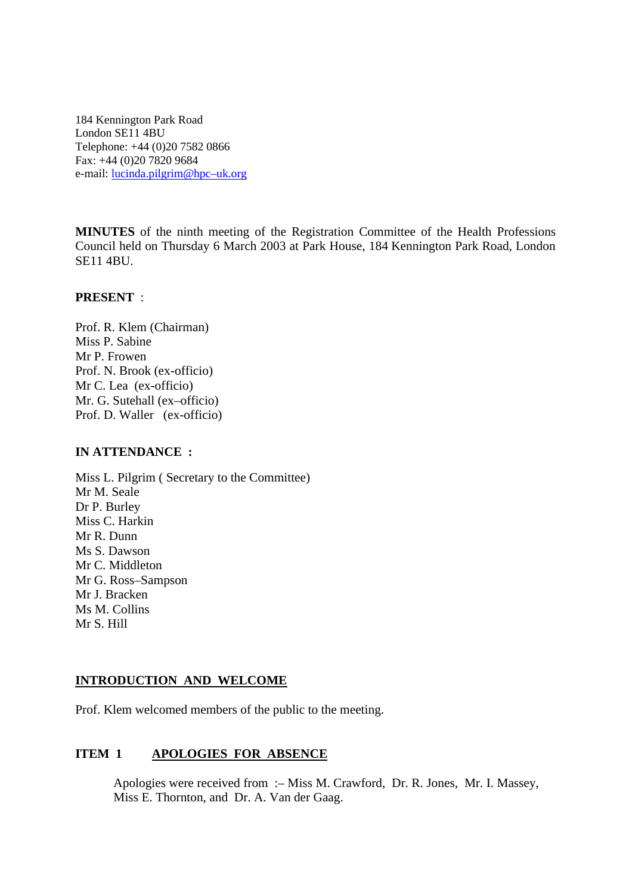184 Kennington Park Road
London SE11 4BU
Telephone: +44 (0)20 7582 0866
Fax: +44 (0)20 7820 9684
e-mail: lucinda.pilgrim@hpc–uk.org

**MINUTES** of the ninth meeting of the Registration Committee of the Health Professions Council held on Thursday 6 March 2003 at Park House, 184 Kennington Park Road, London SE11 4BU.

**PRESENT** :

Prof. R. Klem (Chairman)
Miss P. Sabine
Mr P. Frowen
Prof. N. Brook (ex-officio)
Mr C. Lea (ex-officio)
Mr. G. Sutehall (ex–officio)
Prof. D. Waller (ex-officio)

**IN ATTENDANCE** :

Miss L. Pilgrim ( Secretary to the Committee)
Mr M. Seale
Dr P. Burley
Miss C. Harkin
Mr R. Dunn
Ms S. Dawson
Mr C. Middleton
Mr G. Ross–Sampson
Mr J. Bracken
Ms M. Collins
Mr S. Hill

**INTRODUCTION AND WELCOME**

Prof. Klem welcomed members of the public to the meeting.

**ITEM 1 APOLOGIES FOR ABSENCE**

Apologies were received from :– Miss M. Crawford, Dr. R. Jones, Mr. I. Massey, Miss E. Thornton, and Dr. A. Van der Gaag.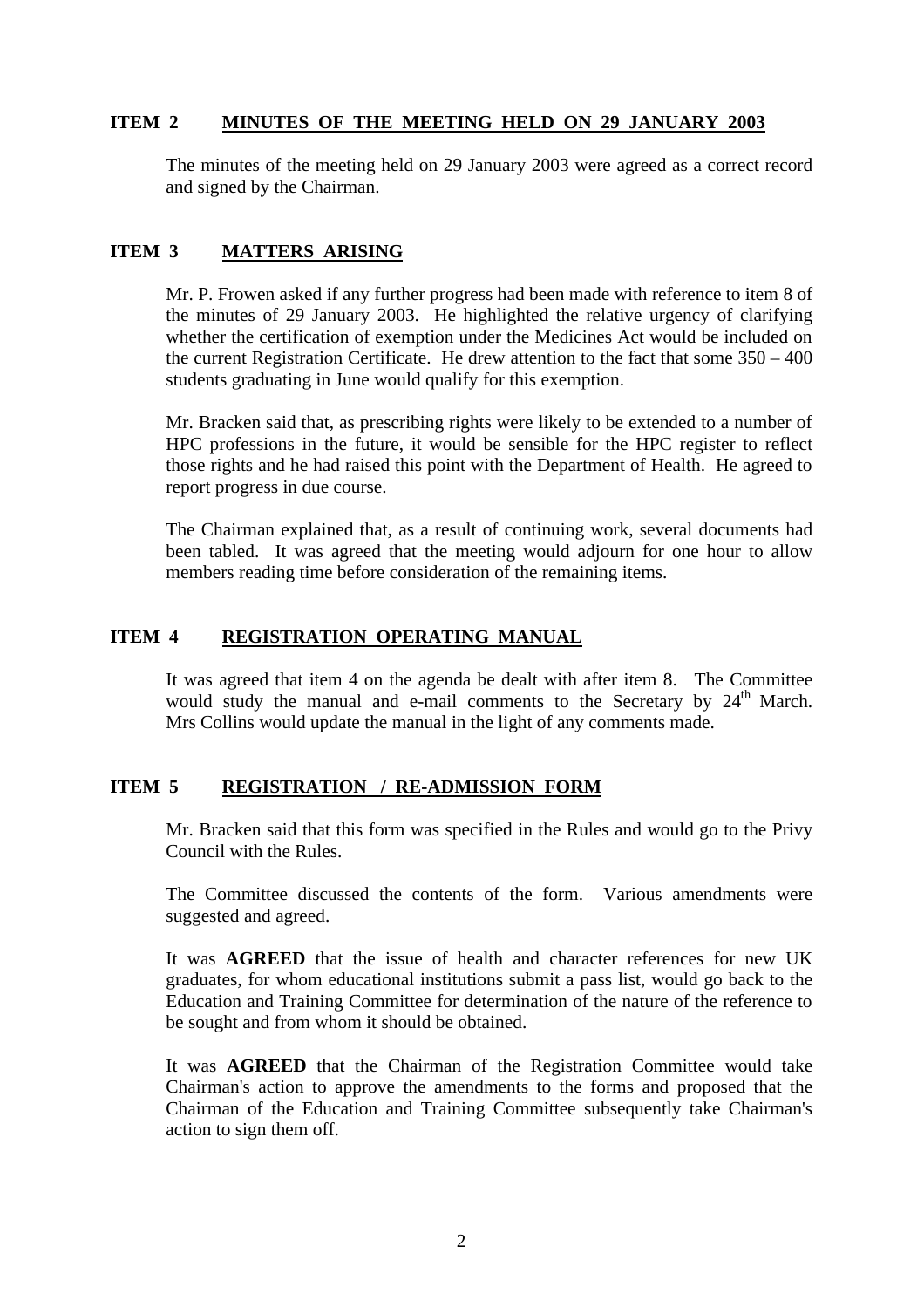## ITEM 2 MINUTES OF THE MEETING HELD ON 29 JANUARY 2003

The minutes of the meeting held on 29 January 2003 were agreed as a correct record and signed by the Chairman.

## ITEM 3 MATTERS ARISING

Mr. P. Frowen asked if any further progress had been made with reference to item 8 of the minutes of 29 January 2003. He highlighted the relative urgency of clarifying whether the certification of exemption under the Medicines Act would be included on the current Registration Certificate. He drew attention to the fact that some 350 – 400 students graduating in June would qualify for this exemption.

Mr. Bracken said that, as prescribing rights were likely to be extended to a number of HPC professions in the future, it would be sensible for the HPC register to reflect those rights and he had raised this point with the Department of Health. He agreed to report progress in due course.

The Chairman explained that, as a result of continuing work, several documents had been tabled. It was agreed that the meeting would adjourn for one hour to allow members reading time before consideration of the remaining items.

## ITEM 4 REGISTRATION OPERATING MANUAL

It was agreed that item 4 on the agenda be dealt with after item 8. The Committee would study the manual and e-mail comments to the Secretary by 24th March. Mrs Collins would update the manual in the light of any comments made.

## ITEM 5 REGISTRATION / RE-ADMISSION FORM

Mr. Bracken said that this form was specified in the Rules and would go to the Privy Council with the Rules.

The Committee discussed the contents of the form. Various amendments were suggested and agreed.

It was **AGREED** that the issue of health and character references for new UK graduates, for whom educational institutions submit a pass list, would go back to the Education and Training Committee for determination of the nature of the reference to be sought and from whom it should be obtained.

It was **AGREED** that the Chairman of the Registration Committee would take Chairman's action to approve the amendments to the forms and proposed that the Chairman of the Education and Training Committee subsequently take Chairman's action to sign them off.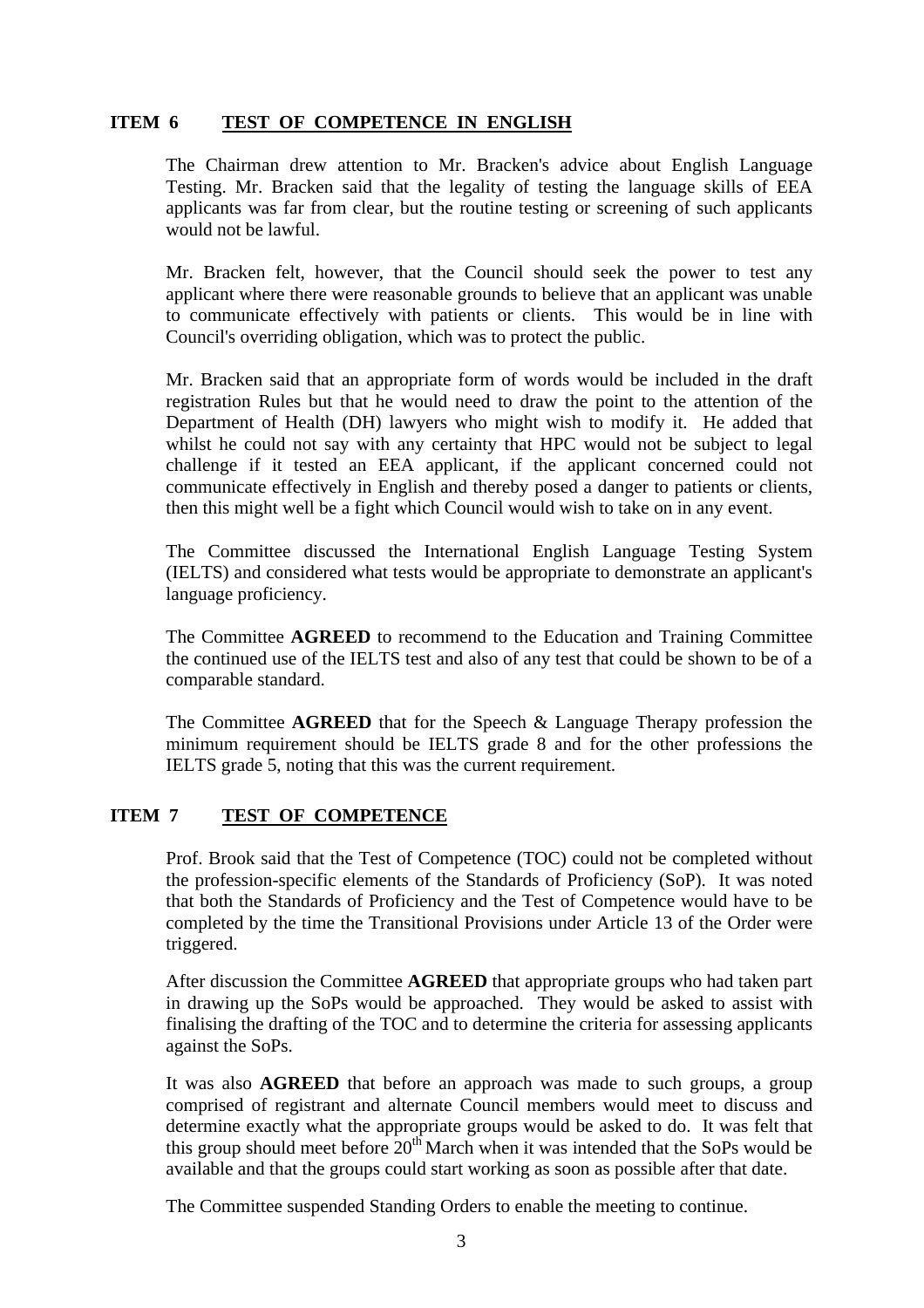## ITEM 6 TEST OF COMPETENCE IN ENGLISH

The Chairman drew attention to Mr. Bracken's advice about English Language Testing. Mr. Bracken said that the legality of testing the language skills of EEA applicants was far from clear, but the routine testing or screening of such applicants would not be lawful.

Mr. Bracken felt, however, that the Council should seek the power to test any applicant where there were reasonable grounds to believe that an applicant was unable to communicate effectively with patients or clients. This would be in line with Council's overriding obligation, which was to protect the public.

Mr. Bracken said that an appropriate form of words would be included in the draft registration Rules but that he would need to draw the point to the attention of the Department of Health (DH) lawyers who might wish to modify it. He added that whilst he could not say with any certainty that HPC would not be subject to legal challenge if it tested an EEA applicant, if the applicant concerned could not communicate effectively in English and thereby posed a danger to patients or clients, then this might well be a fight which Council would wish to take on in any event.

The Committee discussed the International English Language Testing System (IELTS) and considered what tests would be appropriate to demonstrate an applicant's language proficiency.

The Committee **AGREED** to recommend to the Education and Training Committee the continued use of the IELTS test and also of any test that could be shown to be of a comparable standard.

The Committee **AGREED** that for the Speech & Language Therapy profession the minimum requirement should be IELTS grade 8 and for the other professions the IELTS grade 5, noting that this was the current requirement.

## ITEM 7 TEST OF COMPETENCE

Prof. Brook said that the Test of Competence (TOC) could not be completed without the profession-specific elements of the Standards of Proficiency (SoP). It was noted that both the Standards of Proficiency and the Test of Competence would have to be completed by the time the Transitional Provisions under Article 13 of the Order were triggered.

After discussion the Committee **AGREED** that appropriate groups who had taken part in drawing up the SoPs would be approached. They would be asked to assist with finalising the drafting of the TOC and to determine the criteria for assessing applicants against the SoPs.

It was also **AGREED** that before an approach was made to such groups, a group comprised of registrant and alternate Council members would meet to discuss and determine exactly what the appropriate groups would be asked to do. It was felt that this group should meet before 20th March when it was intended that the SoPs would be available and that the groups could start working as soon as possible after that date.

The Committee suspended Standing Orders to enable the meeting to continue.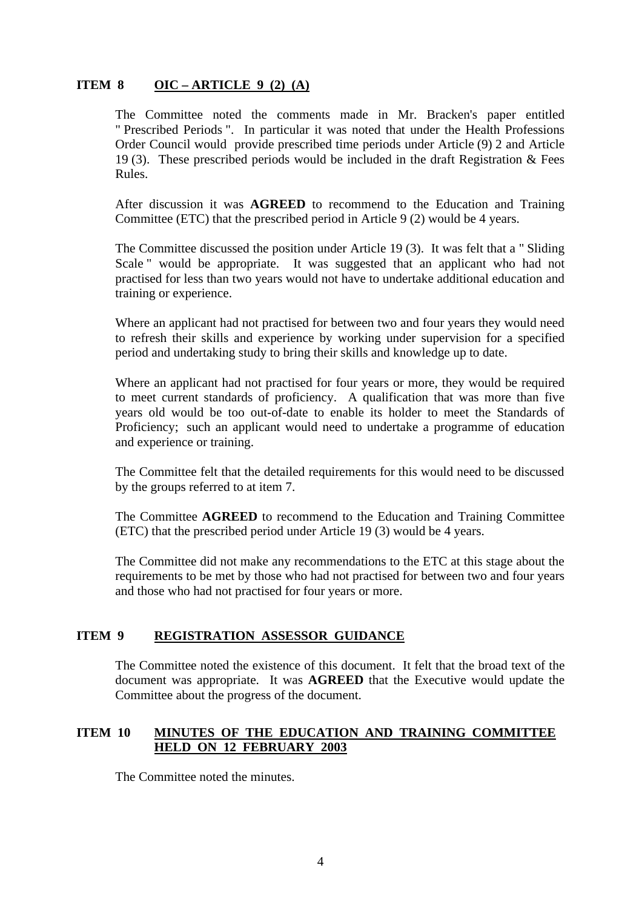## ITEM 8 OIC – ARTICLE 9 (2) (A)

The Committee noted the comments made in Mr. Bracken's paper entitled " Prescribed Periods ". In particular it was noted that under the Health Professions Order Council would provide prescribed time periods under Article (9) 2 and Article 19 (3). These prescribed periods would be included in the draft Registration & Fees Rules.

After discussion it was **AGREED** to recommend to the Education and Training Committee (ETC) that the prescribed period in Article 9 (2) would be 4 years.

The Committee discussed the position under Article 19 (3). It was felt that a " Sliding Scale " would be appropriate. It was suggested that an applicant who had not practised for less than two years would not have to undertake additional education and training or experience.

Where an applicant had not practised for between two and four years they would need to refresh their skills and experience by working under supervision for a specified period and undertaking study to bring their skills and knowledge up to date.

Where an applicant had not practised for four years or more, they would be required to meet current standards of proficiency. A qualification that was more than five years old would be too out-of-date to enable its holder to meet the Standards of Proficiency; such an applicant would need to undertake a programme of education and experience or training.

The Committee felt that the detailed requirements for this would need to be discussed by the groups referred to at item 7.

The Committee **AGREED** to recommend to the Education and Training Committee (ETC) that the prescribed period under Article 19 (3) would be 4 years.

The Committee did not make any recommendations to the ETC at this stage about the requirements to be met by those who had not practised for between two and four years and those who had not practised for four years or more.

## ITEM 9 REGISTRATION ASSESSOR GUIDANCE

The Committee noted the existence of this document. It felt that the broad text of the document was appropriate. It was **AGREED** that the Executive would update the Committee about the progress of the document.

## ITEM 10 MINUTES OF THE EDUCATION AND TRAINING COMMITTEE HELD ON 12 FEBRUARY 2003

The Committee noted the minutes.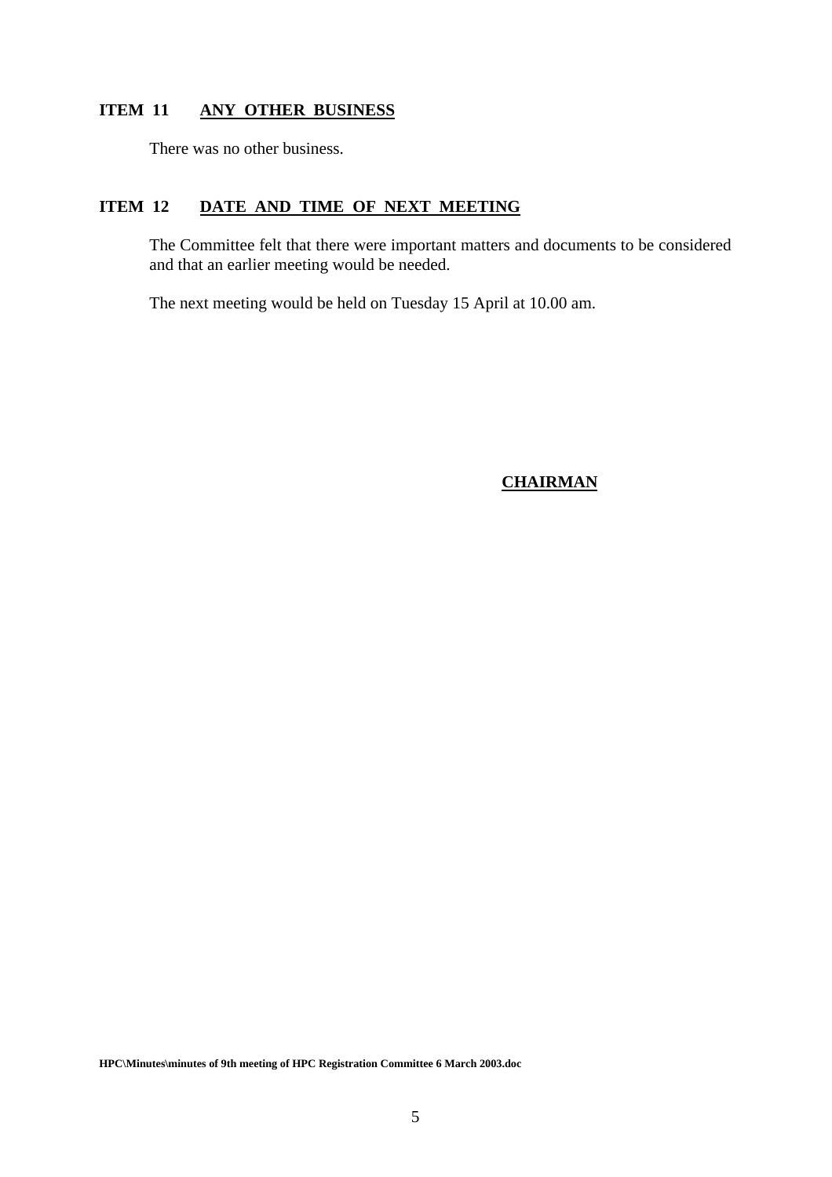**ITEM 11 ANY OTHER BUSINESS**

There was no other business.

**ITEM 12 DATE AND TIME OF NEXT MEETING**

The Committee felt that there were important matters and documents to be considered and that an earlier meeting would be needed.

The next meeting would be held on Tuesday 15 April at 10.00 am.

**CHAIRMAN**

**HPC\Minutes\minutes of 9th meeting of HPC Registration Committee 6 March 2003.doc**